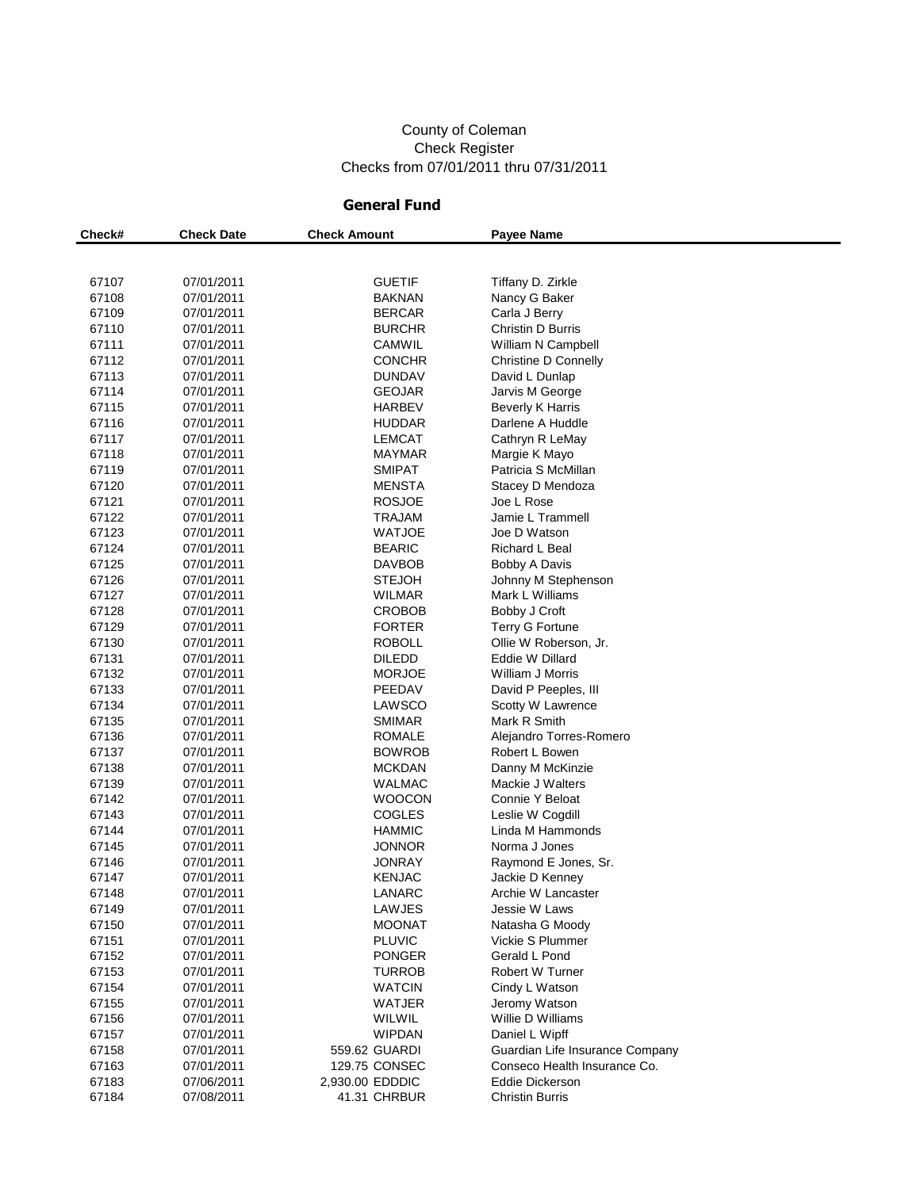County of Coleman
Check Register
Checks from 07/01/2011 thru 07/31/2011

## General Fund

| Check# | Check Date | Check Amount | | Payee Name |
|---|---|---|---|---|
| 67107 | 07/01/2011 | | GUETIF | Tiffany D. Zirkle |
| 67108 | 07/01/2011 | | BAKNAN | Nancy G Baker |
| 67109 | 07/01/2011 | | BERCAR | Carla J Berry |
| 67110 | 07/01/2011 | | BURCHR | Christin D Burris |
| 67111 | 07/01/2011 | | CAMWIL | William N Campbell |
| 67112 | 07/01/2011 | | CONCHR | Christine D Connelly |
| 67113 | 07/01/2011 | | DUNDAV | David L Dunlap |
| 67114 | 07/01/2011 | | GEOJAR | Jarvis M George |
| 67115 | 07/01/2011 | | HARBEV | Beverly K Harris |
| 67116 | 07/01/2011 | | HUDDAR | Darlene A Huddle |
| 67117 | 07/01/2011 | | LEMCAT | Cathryn R LeMay |
| 67118 | 07/01/2011 | | MAYMAR | Margie K Mayo |
| 67119 | 07/01/2011 | | SMIPAT | Patricia S McMillan |
| 67120 | 07/01/2011 | | MENSTA | Stacey D Mendoza |
| 67121 | 07/01/2011 | | ROSJOE | Joe L Rose |
| 67122 | 07/01/2011 | | TRAJAM | Jamie L Trammell |
| 67123 | 07/01/2011 | | WATJOE | Joe D Watson |
| 67124 | 07/01/2011 | | BEARIC | Richard L Beal |
| 67125 | 07/01/2011 | | DAVBOB | Bobby A Davis |
| 67126 | 07/01/2011 | | STEJOH | Johnny M Stephenson |
| 67127 | 07/01/2011 | | WILMAR | Mark L Williams |
| 67128 | 07/01/2011 | | CROBOB | Bobby J Croft |
| 67129 | 07/01/2011 | | FORTER | Terry G Fortune |
| 67130 | 07/01/2011 | | ROBOLL | Ollie W Roberson, Jr. |
| 67131 | 07/01/2011 | | DILEDD | Eddie W Dillard |
| 67132 | 07/01/2011 | | MORJOE | William J Morris |
| 67133 | 07/01/2011 | | PEEDAV | David P Peeples, III |
| 67134 | 07/01/2011 | | LAWSCO | Scotty W Lawrence |
| 67135 | 07/01/2011 | | SMIMAR | Mark R Smith |
| 67136 | 07/01/2011 | | ROMALE | Alejandro Torres-Romero |
| 67137 | 07/01/2011 | | BOWROB | Robert L Bowen |
| 67138 | 07/01/2011 | | MCKDAN | Danny M McKinzie |
| 67139 | 07/01/2011 | | WALMAC | Mackie J Walters |
| 67142 | 07/01/2011 | | WOOCON | Connie Y Beloat |
| 67143 | 07/01/2011 | | COGLES | Leslie W Cogdill |
| 67144 | 07/01/2011 | | HAMMIC | Linda M Hammonds |
| 67145 | 07/01/2011 | | JONNOR | Norma J Jones |
| 67146 | 07/01/2011 | | JONRAY | Raymond E Jones, Sr. |
| 67147 | 07/01/2011 | | KENJAC | Jackie D Kenney |
| 67148 | 07/01/2011 | | LANARC | Archie W Lancaster |
| 67149 | 07/01/2011 | | LAWJES | Jessie W Laws |
| 67150 | 07/01/2011 | | MOONAT | Natasha G Moody |
| 67151 | 07/01/2011 | | PLUVIC | Vickie S Plummer |
| 67152 | 07/01/2011 | | PONGER | Gerald L Pond |
| 67153 | 07/01/2011 | | TURROB | Robert W Turner |
| 67154 | 07/01/2011 | | WATCIN | Cindy L Watson |
| 67155 | 07/01/2011 | | WATJER | Jeromy Watson |
| 67156 | 07/01/2011 | | WILWIL | Willie D Williams |
| 67157 | 07/01/2011 | | WIPDAN | Daniel L Wipff |
| 67158 | 07/01/2011 | 559.62 | GUARDI | Guardian Life Insurance Company |
| 67163 | 07/01/2011 | 129.75 | CONSEC | Conseco Health Insurance Co. |
| 67183 | 07/06/2011 | 2,930.00 | EDDDIC | Eddie Dickerson |
| 67184 | 07/08/2011 | 41.31 | CHRBUR | Christin Burris |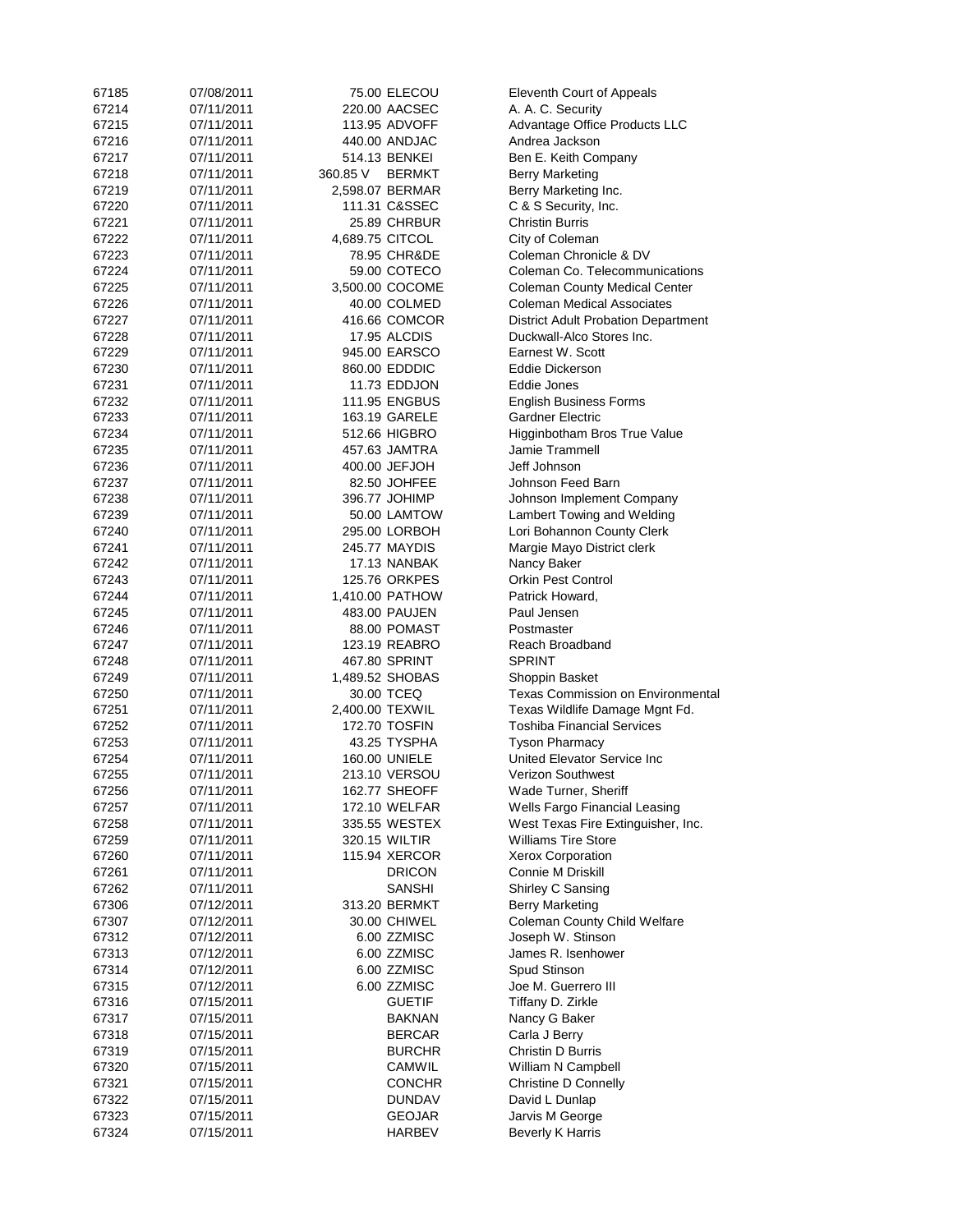| | | | | |
|---|---|---|---|---|
| 67185 | 07/08/2011 | 75.00 | ELECOU | Eleventh Court of Appeals |
| 67214 | 07/11/2011 | 220.00 | AACSEC | A. A. C. Security |
| 67215 | 07/11/2011 | 113.95 | ADVOFF | Advantage Office Products LLC |
| 67216 | 07/11/2011 | 440.00 | ANDJAC | Andrea Jackson |
| 67217 | 07/11/2011 | 514.13 | BENKEI | Ben E. Keith Company |
| 67218 | 07/11/2011 | 360.85 V | BERMKT | Berry Marketing |
| 67219 | 07/11/2011 | 2,598.07 | BERMAR | Berry Marketing Inc. |
| 67220 | 07/11/2011 | 111.31 | C&SSEC | C & S Security, Inc. |
| 67221 | 07/11/2011 | 25.89 | CHRBUR | Christin Burris |
| 67222 | 07/11/2011 | 4,689.75 | CITCOL | City of Coleman |
| 67223 | 07/11/2011 | 78.95 | CHR&DE | Coleman Chronicle & DV |
| 67224 | 07/11/2011 | 59.00 | COTECO | Coleman Co. Telecommunications |
| 67225 | 07/11/2011 | 3,500.00 | COCOME | Coleman County Medical Center |
| 67226 | 07/11/2011 | 40.00 | COLMED | Coleman Medical Associates |
| 67227 | 07/11/2011 | 416.66 | COMCOR | District Adult Probation Department |
| 67228 | 07/11/2011 | 17.95 | ALCDIS | Duckwall-Alco Stores Inc. |
| 67229 | 07/11/2011 | 945.00 | EARSCO | Earnest W. Scott |
| 67230 | 07/11/2011 | 860.00 | EDDDIC | Eddie Dickerson |
| 67231 | 07/11/2011 | 11.73 | EDDJON | Eddie Jones |
| 67232 | 07/11/2011 | 111.95 | ENGBUS | English Business Forms |
| 67233 | 07/11/2011 | 163.19 | GARELE | Gardner Electric |
| 67234 | 07/11/2011 | 512.66 | HIGBRO | Higginbotham Bros True Value |
| 67235 | 07/11/2011 | 457.63 | JAMTRA | Jamie Trammell |
| 67236 | 07/11/2011 | 400.00 | JEFJOH | Jeff Johnson |
| 67237 | 07/11/2011 | 82.50 | JOHFEE | Johnson Feed Barn |
| 67238 | 07/11/2011 | 396.77 | JOHIMP | Johnson Implement Company |
| 67239 | 07/11/2011 | 50.00 | LAMTOW | Lambert Towing and Welding |
| 67240 | 07/11/2011 | 295.00 | LORBOH | Lori Bohannon County Clerk |
| 67241 | 07/11/2011 | 245.77 | MAYDIS | Margie Mayo District clerk |
| 67242 | 07/11/2011 | 17.13 | NANBAK | Nancy Baker |
| 67243 | 07/11/2011 | 125.76 | ORKPES | Orkin Pest Control |
| 67244 | 07/11/2011 | 1,410.00 | PATHOW | Patrick Howard, |
| 67245 | 07/11/2011 | 483.00 | PAUJEN | Paul Jensen |
| 67246 | 07/11/2011 | 88.00 | POMAST | Postmaster |
| 67247 | 07/11/2011 | 123.19 | REABRO | Reach Broadband |
| 67248 | 07/11/2011 | 467.80 | SPRINT | SPRINT |
| 67249 | 07/11/2011 | 1,489.52 | SHOBAS | Shoppin Basket |
| 67250 | 07/11/2011 | 30.00 | TCEQ | Texas Commission on Environmental |
| 67251 | 07/11/2011 | 2,400.00 | TEXWIL | Texas Wildlife Damage Mgnt Fd. |
| 67252 | 07/11/2011 | 172.70 | TOSFIN | Toshiba Financial Services |
| 67253 | 07/11/2011 | 43.25 | TYSPHA | Tyson Pharmacy |
| 67254 | 07/11/2011 | 160.00 | UNIELE | United Elevator Service Inc |
| 67255 | 07/11/2011 | 213.10 | VERSOU | Verizon Southwest |
| 67256 | 07/11/2011 | 162.77 | SHEOFF | Wade Turner, Sheriff |
| 67257 | 07/11/2011 | 172.10 | WELFAR | Wells Fargo Financial Leasing |
| 67258 | 07/11/2011 | 335.55 | WESTEX | West Texas Fire Extinguisher, Inc. |
| 67259 | 07/11/2011 | 320.15 | WILTIR | Williams Tire Store |
| 67260 | 07/11/2011 | 115.94 | XERCOR | Xerox Corporation |
| 67261 | 07/11/2011 | | DRICON | Connie M Driskill |
| 67262 | 07/11/2011 | | SANSHI | Shirley C Sansing |
| 67306 | 07/12/2011 | 313.20 | BERMKT | Berry Marketing |
| 67307 | 07/12/2011 | 30.00 | CHIWEL | Coleman County Child Welfare |
| 67312 | 07/12/2011 | 6.00 | ZZMISC | Joseph W. Stinson |
| 67313 | 07/12/2011 | 6.00 | ZZMISC | James R. Isenhower |
| 67314 | 07/12/2011 | 6.00 | ZZMISC | Spud Stinson |
| 67315 | 07/12/2011 | 6.00 | ZZMISC | Joe M. Guerrero III |
| 67316 | 07/15/2011 | | GUETIF | Tiffany D. Zirkle |
| 67317 | 07/15/2011 | | BAKNAN | Nancy G Baker |
| 67318 | 07/15/2011 | | BERCAR | Carla J Berry |
| 67319 | 07/15/2011 | | BURCHR | Christin D Burris |
| 67320 | 07/15/2011 | | CAMWIL | William N Campbell |
| 67321 | 07/15/2011 | | CONCHR | Christine D Connelly |
| 67322 | 07/15/2011 | | DUNDAV | David L Dunlap |
| 67323 | 07/15/2011 | | GEOJAR | Jarvis M George |
| 67324 | 07/15/2011 | | HARBEV | Beverly K Harris |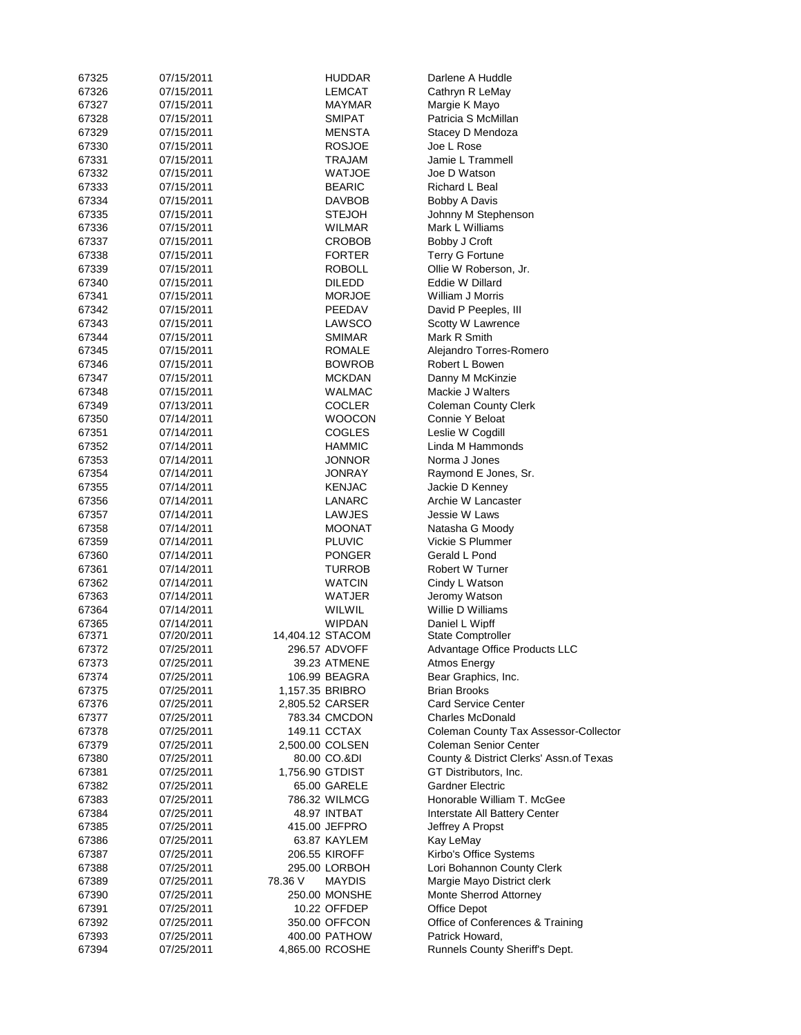| | | | | |
|---|---|---|---|---|
| 67325 | 07/15/2011 | | HUDDAR | Darlene A Huddle |
| 67326 | 07/15/2011 | | LEMCAT | Cathryn R LeMay |
| 67327 | 07/15/2011 | | MAYMAR | Margie K Mayo |
| 67328 | 07/15/2011 | | SMIPAT | Patricia S McMillan |
| 67329 | 07/15/2011 | | MENSTA | Stacey D Mendoza |
| 67330 | 07/15/2011 | | ROSJOE | Joe L Rose |
| 67331 | 07/15/2011 | | TRAJAM | Jamie L Trammell |
| 67332 | 07/15/2011 | | WATJOE | Joe D Watson |
| 67333 | 07/15/2011 | | BEARIC | Richard L Beal |
| 67334 | 07/15/2011 | | DAVBOB | Bobby A Davis |
| 67335 | 07/15/2011 | | STEJOH | Johnny M Stephenson |
| 67336 | 07/15/2011 | | WILMAR | Mark L Williams |
| 67337 | 07/15/2011 | | CROBOB | Bobby J Croft |
| 67338 | 07/15/2011 | | FORTER | Terry G Fortune |
| 67339 | 07/15/2011 | | ROBOLL | Ollie W Roberson, Jr. |
| 67340 | 07/15/2011 | | DILEDD | Eddie W Dillard |
| 67341 | 07/15/2011 | | MORJOE | William J Morris |
| 67342 | 07/15/2011 | | PEEDAV | David P Peeples, III |
| 67343 | 07/15/2011 | | LAWSCO | Scotty W Lawrence |
| 67344 | 07/15/2011 | | SMIMAR | Mark R Smith |
| 67345 | 07/15/2011 | | ROMALE | Alejandro Torres-Romero |
| 67346 | 07/15/2011 | | BOWROB | Robert L Bowen |
| 67347 | 07/15/2011 | | MCKDAN | Danny M McKinzie |
| 67348 | 07/15/2011 | | WALMAC | Mackie J Walters |
| 67349 | 07/13/2011 | | COCLER | Coleman County Clerk |
| 67350 | 07/14/2011 | | WOOCON | Connie Y Beloat |
| 67351 | 07/14/2011 | | COGLES | Leslie W Cogdill |
| 67352 | 07/14/2011 | | HAMMIC | Linda M Hammonds |
| 67353 | 07/14/2011 | | JONNOR | Norma J Jones |
| 67354 | 07/14/2011 | | JONRAY | Raymond E Jones, Sr. |
| 67355 | 07/14/2011 | | KENJAC | Jackie D Kenney |
| 67356 | 07/14/2011 | | LANARC | Archie W Lancaster |
| 67357 | 07/14/2011 | | LAWJES | Jessie W Laws |
| 67358 | 07/14/2011 | | MOONAT | Natasha G Moody |
| 67359 | 07/14/2011 | | PLUVIC | Vickie S Plummer |
| 67360 | 07/14/2011 | | PONGER | Gerald L Pond |
| 67361 | 07/14/2011 | | TURROB | Robert W Turner |
| 67362 | 07/14/2011 | | WATCIN | Cindy L Watson |
| 67363 | 07/14/2011 | | WATJER | Jeromy Watson |
| 67364 | 07/14/2011 | | WILWIL | Willie D Williams |
| 67365 | 07/14/2011 | | WIPDAN | Daniel L Wipff |
| 67371 | 07/20/2011 | 14,404.12 | STACOM | State Comptroller |
| 67372 | 07/25/2011 | 296.57 | ADVOFF | Advantage Office Products LLC |
| 67373 | 07/25/2011 | 39.23 | ATMENE | Atmos Energy |
| 67374 | 07/25/2011 | 106.99 | BEAGRA | Bear Graphics, Inc. |
| 67375 | 07/25/2011 | 1,157.35 | BRIBRO | Brian Brooks |
| 67376 | 07/25/2011 | 2,805.52 | CARSER | Card Service Center |
| 67377 | 07/25/2011 | 783.34 | CMCDON | Charles McDonald |
| 67378 | 07/25/2011 | 149.11 | CCTAX | Coleman County Tax Assessor-Collector |
| 67379 | 07/25/2011 | 2,500.00 | COLSEN | Coleman Senior Center |
| 67380 | 07/25/2011 | 80.00 | CO.&DI | County & District Clerks' Assn.of Texas |
| 67381 | 07/25/2011 | 1,756.90 | GTDIST | GT Distributors, Inc. |
| 67382 | 07/25/2011 | 65.00 | GARELE | Gardner Electric |
| 67383 | 07/25/2011 | 786.32 | WILMCG | Honorable William T. McGee |
| 67384 | 07/25/2011 | 48.97 | INTBAT | Interstate All Battery Center |
| 67385 | 07/25/2011 | 415.00 | JEFPRO | Jeffrey A Propst |
| 67386 | 07/25/2011 | 63.87 | KAYLEM | Kay LeMay |
| 67387 | 07/25/2011 | 206.55 | KIROFF | Kirbo's Office Systems |
| 67388 | 07/25/2011 | 295.00 | LORBOH | Lori Bohannon County Clerk |
| 67389 | 07/25/2011 | 78.36 V | MAYDIS | Margie Mayo District clerk |
| 67390 | 07/25/2011 | 250.00 | MONSHE | Monte Sherrod Attorney |
| 67391 | 07/25/2011 | 10.22 | OFFDEP | Office Depot |
| 67392 | 07/25/2011 | 350.00 | OFFCON | Office of Conferences & Training |
| 67393 | 07/25/2011 | 400.00 | PATHOW | Patrick Howard, |
| 67394 | 07/25/2011 | 4,865.00 | RCOSHE | Runnels County Sheriff's Dept. |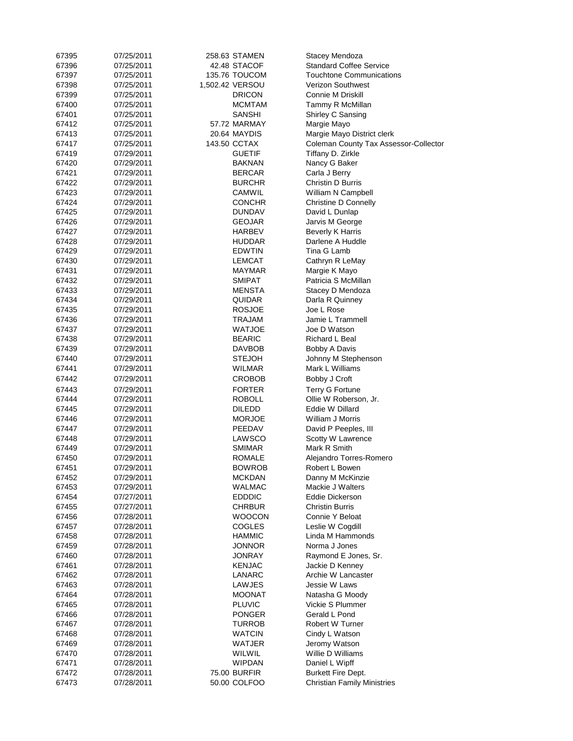| | | | | |
|---|---|---|---|---|
| 67395 | 07/25/2011 | 258.63 | STAMEN | Stacey Mendoza |
| 67396 | 07/25/2011 | 42.48 | STACOF | Standard Coffee Service |
| 67397 | 07/25/2011 | 135.76 | TOUCOM | Touchtone Communications |
| 67398 | 07/25/2011 | 1,502.42 | VERSOU | Verizon Southwest |
| 67399 | 07/25/2011 | | DRICON | Connie M Driskill |
| 67400 | 07/25/2011 | | MCMTAM | Tammy R McMillan |
| 67401 | 07/25/2011 | | SANSHI | Shirley C Sansing |
| 67412 | 07/25/2011 | 57.72 | MARMAY | Margie Mayo |
| 67413 | 07/25/2011 | 20.64 | MAYDIS | Margie Mayo District clerk |
| 67417 | 07/25/2011 | 143.50 | CCTAX | Coleman County Tax Assessor-Collector |
| 67419 | 07/29/2011 | | GUETIF | Tiffany D. Zirkle |
| 67420 | 07/29/2011 | | BAKNAN | Nancy G Baker |
| 67421 | 07/29/2011 | | BERCAR | Carla J Berry |
| 67422 | 07/29/2011 | | BURCHR | Christin D Burris |
| 67423 | 07/29/2011 | | CAMWIL | William N Campbell |
| 67424 | 07/29/2011 | | CONCHR | Christine D Connelly |
| 67425 | 07/29/2011 | | DUNDAV | David L Dunlap |
| 67426 | 07/29/2011 | | GEOJAR | Jarvis M George |
| 67427 | 07/29/2011 | | HARBEV | Beverly K Harris |
| 67428 | 07/29/2011 | | HUDDAR | Darlene A Huddle |
| 67429 | 07/29/2011 | | EDWTIN | Tina G Lamb |
| 67430 | 07/29/2011 | | LEMCAT | Cathryn R LeMay |
| 67431 | 07/29/2011 | | MAYMAR | Margie K Mayo |
| 67432 | 07/29/2011 | | SMIPAT | Patricia S McMillan |
| 67433 | 07/29/2011 | | MENSTA | Stacey D Mendoza |
| 67434 | 07/29/2011 | | QUIDAR | Darla R Quinney |
| 67435 | 07/29/2011 | | ROSJOE | Joe L Rose |
| 67436 | 07/29/2011 | | TRAJAM | Jamie L Trammell |
| 67437 | 07/29/2011 | | WATJOE | Joe D Watson |
| 67438 | 07/29/2011 | | BEARIC | Richard L Beal |
| 67439 | 07/29/2011 | | DAVBOB | Bobby A Davis |
| 67440 | 07/29/2011 | | STEJOH | Johnny M Stephenson |
| 67441 | 07/29/2011 | | WILMAR | Mark L Williams |
| 67442 | 07/29/2011 | | CROBOB | Bobby J Croft |
| 67443 | 07/29/2011 | | FORTER | Terry G Fortune |
| 67444 | 07/29/2011 | | ROBOLL | Ollie W Roberson, Jr. |
| 67445 | 07/29/2011 | | DILEDD | Eddie W Dillard |
| 67446 | 07/29/2011 | | MORJOE | William J Morris |
| 67447 | 07/29/2011 | | PEEDAV | David P Peeples, III |
| 67448 | 07/29/2011 | | LAWSCO | Scotty W Lawrence |
| 67449 | 07/29/2011 | | SMIMAR | Mark R Smith |
| 67450 | 07/29/2011 | | ROMALE | Alejandro Torres-Romero |
| 67451 | 07/29/2011 | | BOWROB | Robert L Bowen |
| 67452 | 07/29/2011 | | MCKDAN | Danny M McKinzie |
| 67453 | 07/29/2011 | | WALMAC | Mackie J Walters |
| 67454 | 07/27/2011 | | EDDDIC | Eddie Dickerson |
| 67455 | 07/27/2011 | | CHRBUR | Christin Burris |
| 67456 | 07/28/2011 | | WOOCON | Connie Y Beloat |
| 67457 | 07/28/2011 | | COGLES | Leslie W Cogdill |
| 67458 | 07/28/2011 | | HAMMIC | Linda M Hammonds |
| 67459 | 07/28/2011 | | JONNOR | Norma J Jones |
| 67460 | 07/28/2011 | | JONRAY | Raymond E Jones, Sr. |
| 67461 | 07/28/2011 | | KENJAC | Jackie D Kenney |
| 67462 | 07/28/2011 | | LANARC | Archie W Lancaster |
| 67463 | 07/28/2011 | | LAWJES | Jessie W Laws |
| 67464 | 07/28/2011 | | MOONAT | Natasha G Moody |
| 67465 | 07/28/2011 | | PLUVIC | Vickie S Plummer |
| 67466 | 07/28/2011 | | PONGER | Gerald L Pond |
| 67467 | 07/28/2011 | | TURROB | Robert W Turner |
| 67468 | 07/28/2011 | | WATCIN | Cindy L Watson |
| 67469 | 07/28/2011 | | WATJER | Jeromy Watson |
| 67470 | 07/28/2011 | | WILWIL | Willie D Williams |
| 67471 | 07/28/2011 | | WIPDAN | Daniel L Wipff |
| 67472 | 07/28/2011 | 75.00 | BURFIR | Burkett Fire Dept. |
| 67473 | 07/28/2011 | 50.00 | COLFOO | Christian Family Ministries |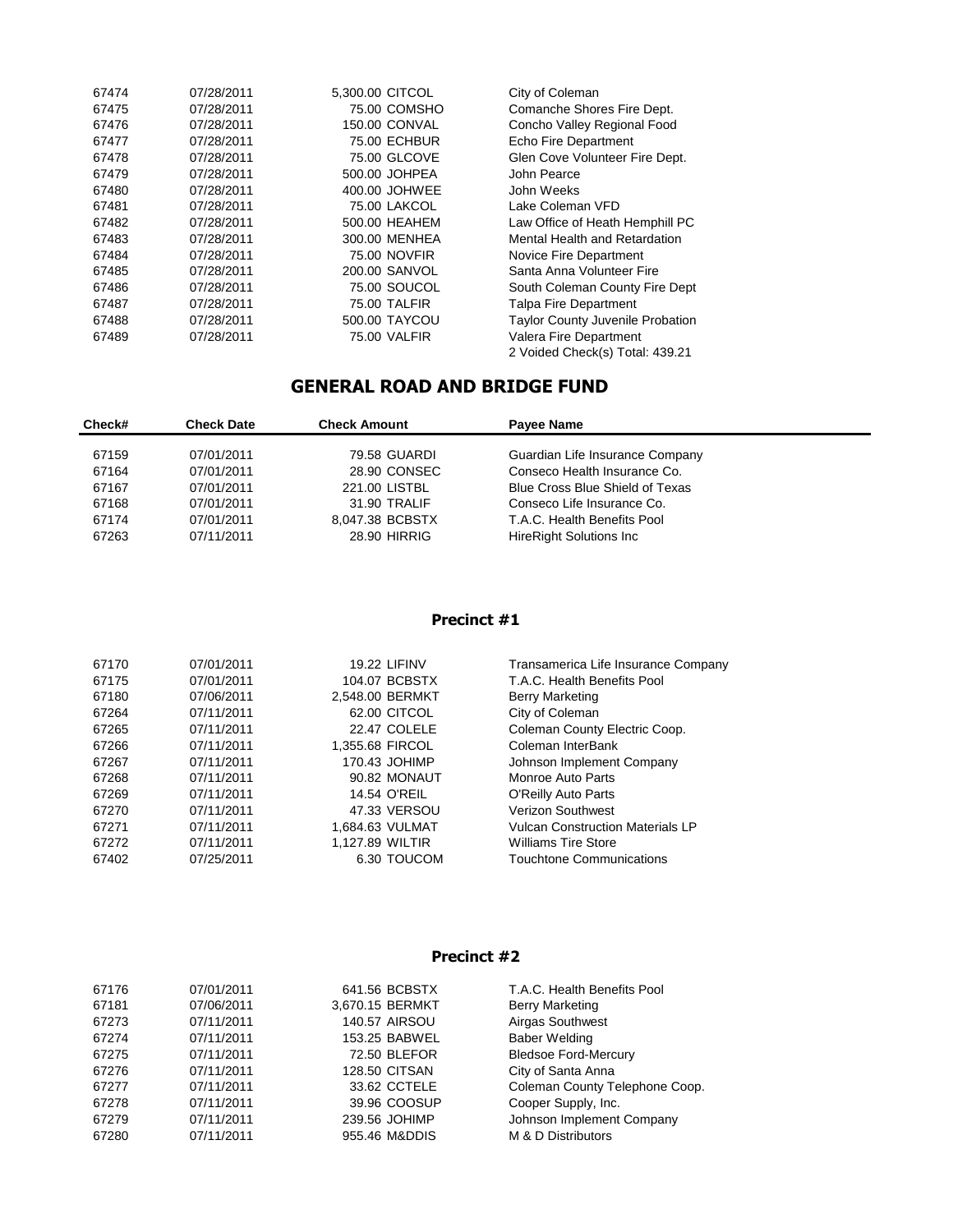| | | | |
|---|---|---|---|
| 67474 | 07/28/2011 | 5,300.00 CITCOL | City of Coleman |
| 67475 | 07/28/2011 | 75.00 COMSHO | Comanche Shores Fire Dept. |
| 67476 | 07/28/2011 | 150.00 CONVAL | Concho Valley Regional Food |
| 67477 | 07/28/2011 | 75.00 ECHBUR | Echo Fire Department |
| 67478 | 07/28/2011 | 75.00 GLCOVE | Glen Cove Volunteer Fire Dept. |
| 67479 | 07/28/2011 | 500.00 JOHPEA | John Pearce |
| 67480 | 07/28/2011 | 400.00 JOHWEE | John Weeks |
| 67481 | 07/28/2011 | 75.00 LAKCOL | Lake Coleman VFD |
| 67482 | 07/28/2011 | 500.00 HEAHEM | Law Office of Heath Hemphill PC |
| 67483 | 07/28/2011 | 300.00 MENHEA | Mental Health and Retardation |
| 67484 | 07/28/2011 | 75.00 NOVFIR | Novice Fire Department |
| 67485 | 07/28/2011 | 200.00 SANVOL | Santa Anna Volunteer Fire |
| 67486 | 07/28/2011 | 75.00 SOUCOL | South Coleman County Fire Dept |
| 67487 | 07/28/2011 | 75.00 TALFIR | Talpa Fire Department |
| 67488 | 07/28/2011 | 500.00 TAYCOU | Taylor County Juvenile Probation |
| 67489 | 07/28/2011 | 75.00 VALFIR | Valera Fire Department |
| | | | 2 Voided Check(s) Total: 439.21 |

## GENERAL ROAD AND BRIDGE FUND

| Check# | Check Date | Check Amount | Payee Name |
|---|---|---|---|
| 67159 | 07/01/2011 | 79.58 GUARDI | Guardian Life Insurance Company |
| 67164 | 07/01/2011 | 28.90 CONSEC | Conseco Health Insurance Co. |
| 67167 | 07/01/2011 | 221.00 LISTBL | Blue Cross Blue Shield of Texas |
| 67168 | 07/01/2011 | 31.90 TRALIF | Conseco Life Insurance Co. |
| 67174 | 07/01/2011 | 8,047.38 BCBSTX | T.A.C. Health Benefits Pool |
| 67263 | 07/11/2011 | 28.90 HIRRIG | HireRight Solutions Inc |

### Precinct #1

| | | | |
|---|---|---|---|
| 67170 | 07/01/2011 | 19.22 LIFINV | Transamerica Life Insurance Company |
| 67175 | 07/01/2011 | 104.07 BCBSTX | T.A.C. Health Benefits Pool |
| 67180 | 07/06/2011 | 2,548.00 BERMKT | Berry Marketing |
| 67264 | 07/11/2011 | 62.00 CITCOL | City of Coleman |
| 67265 | 07/11/2011 | 22.47 COLELE | Coleman County Electric Coop. |
| 67266 | 07/11/2011 | 1,355.68 FIRCOL | Coleman InterBank |
| 67267 | 07/11/2011 | 170.43 JOHIMP | Johnson Implement Company |
| 67268 | 07/11/2011 | 90.82 MONAUT | Monroe Auto Parts |
| 67269 | 07/11/2011 | 14.54 O'REIL | O'Reilly Auto Parts |
| 67270 | 07/11/2011 | 47.33 VERSOU | Verizon Southwest |
| 67271 | 07/11/2011 | 1,684.63 VULMAT | Vulcan Construction Materials LP |
| 67272 | 07/11/2011 | 1,127.89 WILTIR | Williams Tire Store |
| 67402 | 07/25/2011 | 6.30 TOUCOM | Touchtone Communications |

### Precinct #2

| | | | |
|---|---|---|---|
| 67176 | 07/01/2011 | 641.56 BCBSTX | T.A.C. Health Benefits Pool |
| 67181 | 07/06/2011 | 3,670.15 BERMKT | Berry Marketing |
| 67273 | 07/11/2011 | 140.57 AIRSOU | Airgas Southwest |
| 67274 | 07/11/2011 | 153.25 BABWEL | Baber Welding |
| 67275 | 07/11/2011 | 72.50 BLEFOR | Bledsoe Ford-Mercury |
| 67276 | 07/11/2011 | 128.50 CITSAN | City of Santa Anna |
| 67277 | 07/11/2011 | 33.62 CCTELE | Coleman County Telephone Coop. |
| 67278 | 07/11/2011 | 39.96 COOSUP | Cooper Supply, Inc. |
| 67279 | 07/11/2011 | 239.56 JOHIMP | Johnson Implement Company |
| 67280 | 07/11/2011 | 955.46 M&DDIS | M & D Distributors |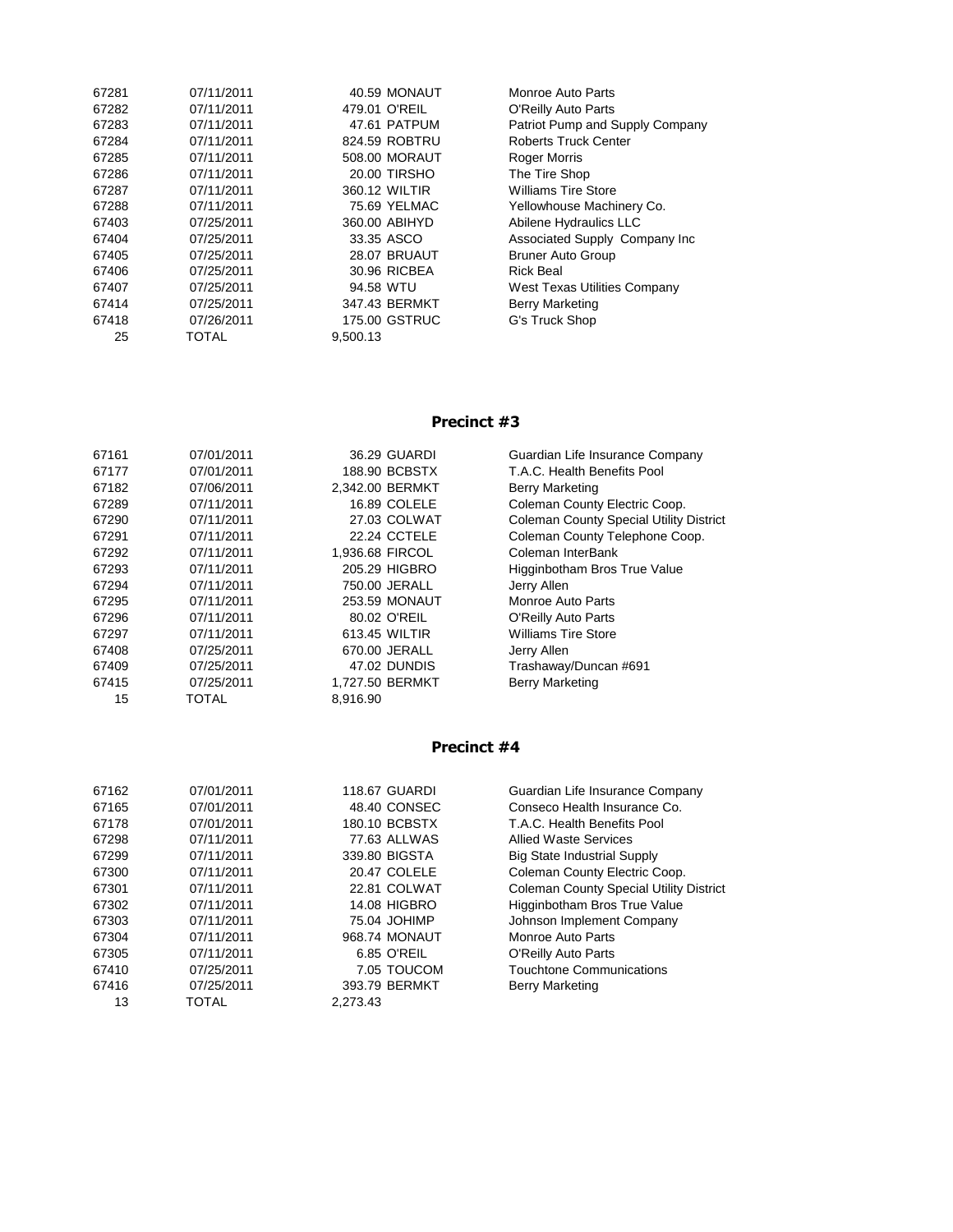| | | | | |
|---|---|---|---|---|
| 67281 | 07/11/2011 | 40.59 | MONAUT | Monroe Auto Parts |
| 67282 | 07/11/2011 | 479.01 | O'REIL | O'Reilly Auto Parts |
| 67283 | 07/11/2011 | 47.61 | PATPUM | Patriot Pump and Supply Company |
| 67284 | 07/11/2011 | 824.59 | ROBTRU | Roberts Truck Center |
| 67285 | 07/11/2011 | 508.00 | MORAUT | Roger Morris |
| 67286 | 07/11/2011 | 20.00 | TIRSHO | The Tire Shop |
| 67287 | 07/11/2011 | 360.12 | WILTIR | Williams Tire Store |
| 67288 | 07/11/2011 | 75.69 | YELMAC | Yellowhouse Machinery Co. |
| 67403 | 07/25/2011 | 360.00 | ABIHYD | Abilene Hydraulics LLC |
| 67404 | 07/25/2011 | 33.35 | ASCO | Associated Supply Company Inc |
| 67405 | 07/25/2011 | 28.07 | BRUAUT | Bruner Auto Group |
| 67406 | 07/25/2011 | 30.96 | RICBEA | Rick Beal |
| 67407 | 07/25/2011 | 94.58 | WTU | West Texas Utilities Company |
| 67414 | 07/25/2011 | 347.43 | BERMKT | Berry Marketing |
| 67418 | 07/26/2011 | 175.00 | GSTRUC | G's Truck Shop |
| 25 | TOTAL | 9,500.13 | | |

## Precinct #3

| | | | | |
|---|---|---|---|---|
| 67161 | 07/01/2011 | 36.29 | GUARDI | Guardian Life Insurance Company |
| 67177 | 07/01/2011 | 188.90 | BCBSTX | T.A.C. Health Benefits Pool |
| 67182 | 07/06/2011 | 2,342.00 | BERMKT | Berry Marketing |
| 67289 | 07/11/2011 | 16.89 | COLELE | Coleman County Electric Coop. |
| 67290 | 07/11/2011 | 27.03 | COLWAT | Coleman County Special Utility District |
| 67291 | 07/11/2011 | 22.24 | CCTELE | Coleman County Telephone Coop. |
| 67292 | 07/11/2011 | 1,936.68 | FIRCOL | Coleman InterBank |
| 67293 | 07/11/2011 | 205.29 | HIGBRO | Higginbotham Bros True Value |
| 67294 | 07/11/2011 | 750.00 | JERALL | Jerry Allen |
| 67295 | 07/11/2011 | 253.59 | MONAUT | Monroe Auto Parts |
| 67296 | 07/11/2011 | 80.02 | O'REIL | O'Reilly Auto Parts |
| 67297 | 07/11/2011 | 613.45 | WILTIR | Williams Tire Store |
| 67408 | 07/25/2011 | 670.00 | JERALL | Jerry Allen |
| 67409 | 07/25/2011 | 47.02 | DUNDIS | Trashaway/Duncan #691 |
| 67415 | 07/25/2011 | 1,727.50 | BERMKT | Berry Marketing |
| 15 | TOTAL | 8,916.90 | | |

## Precinct #4

| | | | | |
|---|---|---|---|---|
| 67162 | 07/01/2011 | 118.67 | GUARDI | Guardian Life Insurance Company |
| 67165 | 07/01/2011 | 48.40 | CONSEC | Conseco Health Insurance Co. |
| 67178 | 07/01/2011 | 180.10 | BCBSTX | T.A.C. Health Benefits Pool |
| 67298 | 07/11/2011 | 77.63 | ALLWAS | Allied Waste Services |
| 67299 | 07/11/2011 | 339.80 | BIGSTA | Big State Industrial Supply |
| 67300 | 07/11/2011 | 20.47 | COLELE | Coleman County Electric Coop. |
| 67301 | 07/11/2011 | 22.81 | COLWAT | Coleman County Special Utility District |
| 67302 | 07/11/2011 | 14.08 | HIGBRO | Higginbotham Bros True Value |
| 67303 | 07/11/2011 | 75.04 | JOHIMP | Johnson Implement Company |
| 67304 | 07/11/2011 | 968.74 | MONAUT | Monroe Auto Parts |
| 67305 | 07/11/2011 | 6.85 | O'REIL | O'Reilly Auto Parts |
| 67410 | 07/25/2011 | 7.05 | TOUCOM | Touchtone Communications |
| 67416 | 07/25/2011 | 393.79 | BERMKT | Berry Marketing |
| 13 | TOTAL | 2,273.43 | | |